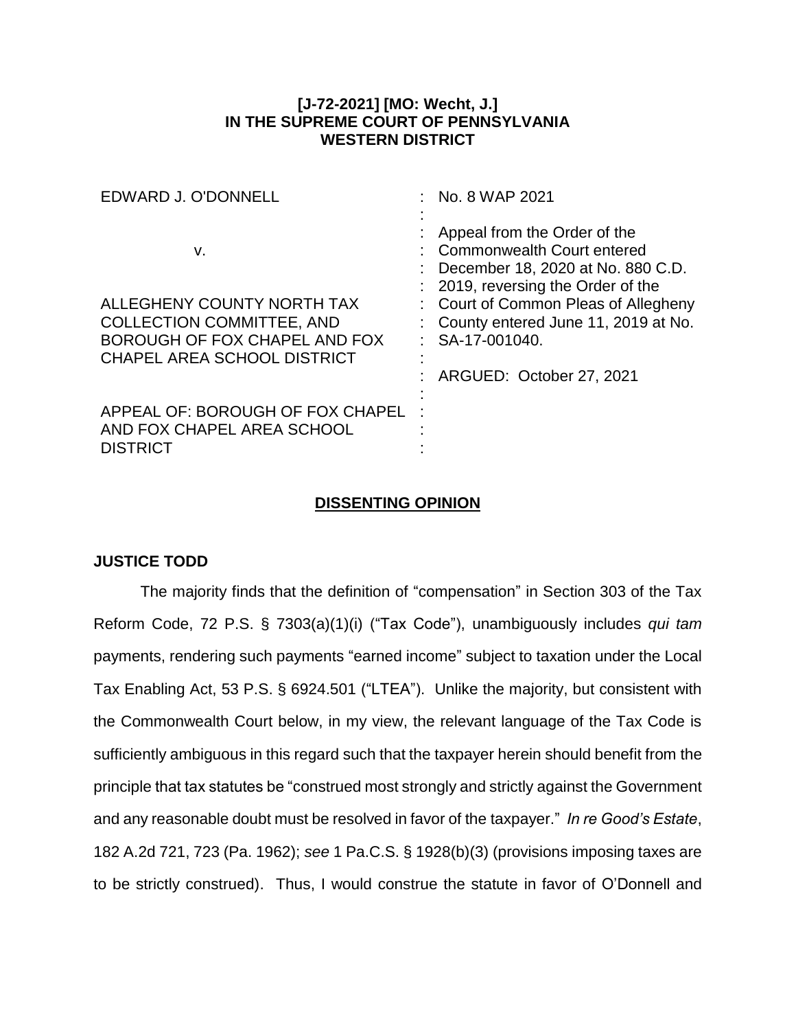**[J-72-2021] [MO: Wecht, J.]**
**IN THE SUPREME COURT OF PENNSYLVANIA**
**WESTERN DISTRICT**

| | |
|---|---|
| EDWARD J. O'DONNELL<br><br>v.<br><br>ALLEGHENY COUNTY NORTH TAX COLLECTION COMMITTEE, AND BOROUGH OF FOX CHAPEL AND FOX CHAPEL AREA SCHOOL DISTRICT<br><br>APPEAL OF: BOROUGH OF FOX CHAPEL AND FOX CHAPEL AREA SCHOOL DISTRICT | : No. 8 WAP 2021<br>:<br>: Appeal from the Order of the Commonwealth Court entered December 18, 2020 at No. 880 C.D. 2019, reversing the Order of the Court of Common Pleas of Allegheny County entered June 11, 2019 at No. SA-17-001040.<br>:<br>: ARGUED: October 27, 2021 |

## **DISSENTING OPINION**

**JUSTICE TODD**

The majority finds that the definition of "compensation" in Section 303 of the Tax Reform Code, 72 P.S. § 7303(a)(1)(i) ("Tax Code"), unambiguously includes *qui tam* payments, rendering such payments "earned income" subject to taxation under the Local Tax Enabling Act, 53 P.S. § 6924.501 ("LTEA"). Unlike the majority, but consistent with the Commonwealth Court below, in my view, the relevant language of the Tax Code is sufficiently ambiguous in this regard such that the taxpayer herein should benefit from the principle that tax statutes be "construed most strongly and strictly against the Government and any reasonable doubt must be resolved in favor of the taxpayer." *In re Good's Estate*, 182 A.2d 721, 723 (Pa. 1962); *see* 1 Pa.C.S. § 1928(b)(3) (provisions imposing taxes are to be strictly construed). Thus, I would construe the statute in favor of O'Donnell and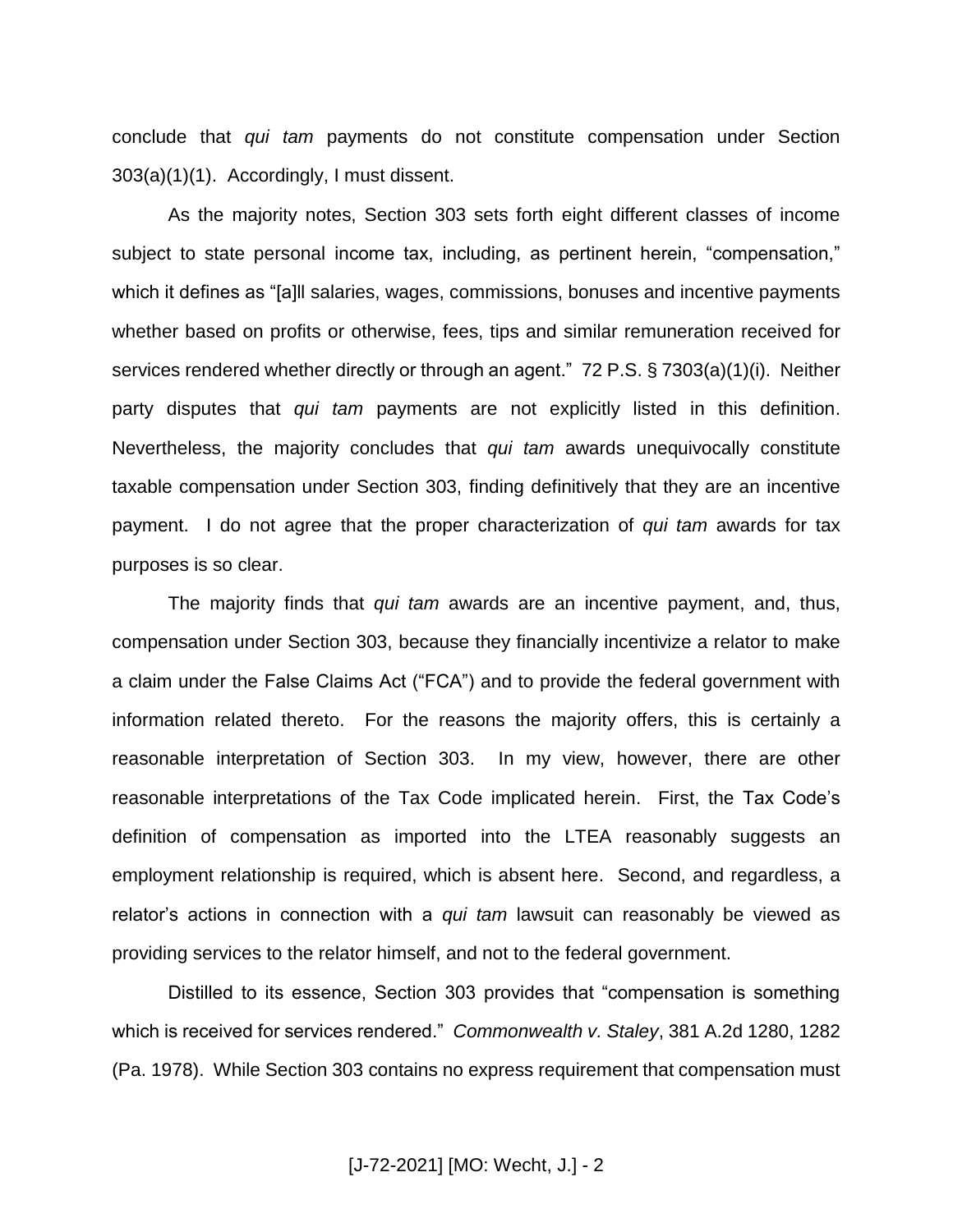conclude that *qui tam* payments do not constitute compensation under Section 303(a)(1)(1). Accordingly, I must dissent.

As the majority notes, Section 303 sets forth eight different classes of income subject to state personal income tax, including, as pertinent herein, "compensation," which it defines as "[a]ll salaries, wages, commissions, bonuses and incentive payments whether based on profits or otherwise, fees, tips and similar remuneration received for services rendered whether directly or through an agent." 72 P.S. § 7303(a)(1)(i). Neither party disputes that *qui tam* payments are not explicitly listed in this definition. Nevertheless, the majority concludes that *qui tam* awards unequivocally constitute taxable compensation under Section 303, finding definitively that they are an incentive payment. I do not agree that the proper characterization of *qui tam* awards for tax purposes is so clear.

The majority finds that *qui tam* awards are an incentive payment, and, thus, compensation under Section 303, because they financially incentivize a relator to make a claim under the False Claims Act ("FCA") and to provide the federal government with information related thereto. For the reasons the majority offers, this is certainly a reasonable interpretation of Section 303. In my view, however, there are other reasonable interpretations of the Tax Code implicated herein. First, the Tax Code's definition of compensation as imported into the LTEA reasonably suggests an employment relationship is required, which is absent here. Second, and regardless, a relator's actions in connection with a *qui tam* lawsuit can reasonably be viewed as providing services to the relator himself, and not to the federal government.

Distilled to its essence, Section 303 provides that "compensation is something which is received for services rendered." *Commonwealth v. Staley*, 381 A.2d 1280, 1282 (Pa. 1978). While Section 303 contains no express requirement that compensation must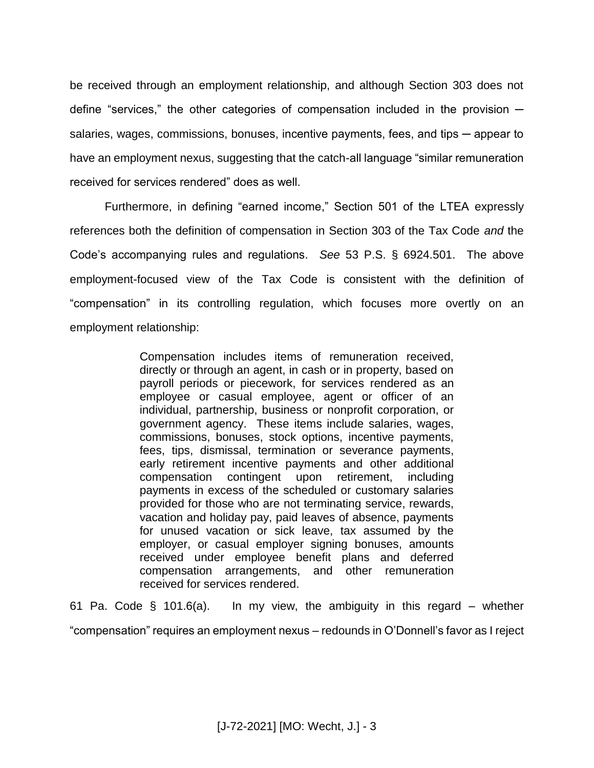be received through an employment relationship, and although Section 303 does not define "services," the other categories of compensation included in the provision ─ salaries, wages, commissions, bonuses, incentive payments, fees, and tips ─ appear to have an employment nexus, suggesting that the catch-all language "similar remuneration received for services rendered" does as well.

Furthermore, in defining "earned income," Section 501 of the LTEA expressly references both the definition of compensation in Section 303 of the Tax Code *and* the Code's accompanying rules and regulations. *See* 53 P.S. § 6924.501. The above employment-focused view of the Tax Code is consistent with the definition of "compensation" in its controlling regulation, which focuses more overtly on an employment relationship:

> Compensation includes items of remuneration received, directly or through an agent, in cash or in property, based on payroll periods or piecework, for services rendered as an employee or casual employee, agent or officer of an individual, partnership, business or nonprofit corporation, or government agency. These items include salaries, wages, commissions, bonuses, stock options, incentive payments, fees, tips, dismissal, termination or severance payments, early retirement incentive payments and other additional compensation contingent upon retirement, including payments in excess of the scheduled or customary salaries provided for those who are not terminating service, rewards, vacation and holiday pay, paid leaves of absence, payments for unused vacation or sick leave, tax assumed by the employer, or casual employer signing bonuses, amounts received under employee benefit plans and deferred compensation arrangements, and other remuneration received for services rendered.

61 Pa. Code § 101.6(a). In my view, the ambiguity in this regard – whether "compensation" requires an employment nexus – redounds in O'Donnell's favor as I reject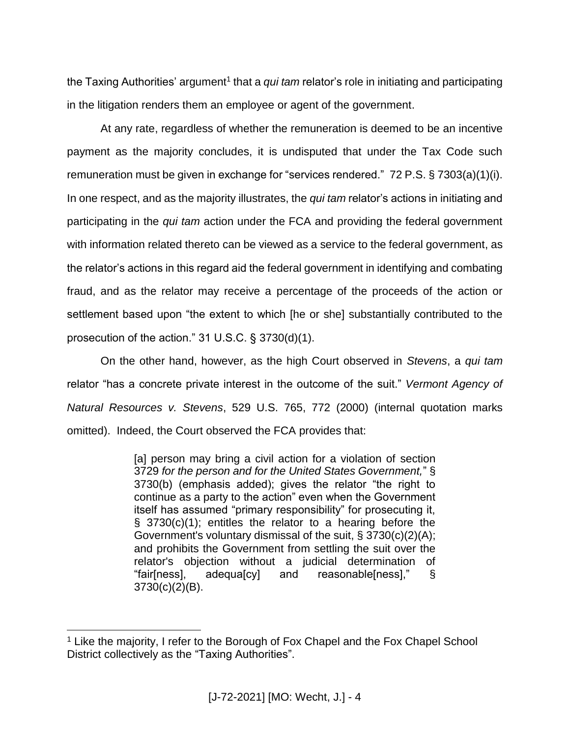the Taxing Authorities' argument[1] that a *qui tam* relator's role in initiating and participating in the litigation renders them an employee or agent of the government.

At any rate, regardless of whether the remuneration is deemed to be an incentive payment as the majority concludes, it is undisputed that under the Tax Code such remuneration must be given in exchange for "services rendered." 72 P.S. § 7303(a)(1)(i). In one respect, and as the majority illustrates, the *qui tam* relator's actions in initiating and participating in the *qui tam* action under the FCA and providing the federal government with information related thereto can be viewed as a service to the federal government, as the relator's actions in this regard aid the federal government in identifying and combating fraud, and as the relator may receive a percentage of the proceeds of the action or settlement based upon "the extent to which [he or she] substantially contributed to the prosecution of the action." 31 U.S.C. § 3730(d)(1).

On the other hand, however, as the high Court observed in *Stevens*, a *qui tam* relator "has a concrete private interest in the outcome of the suit." *Vermont Agency of Natural Resources v. Stevens*, 529 U.S. 765, 772 (2000) (internal quotation marks omitted). Indeed, the Court observed the FCA provides that:

> [a] person may bring a civil action for a violation of section 3729 *for the person and for the United States Government,*" § 3730(b) (emphasis added); gives the relator "the right to continue as a party to the action" even when the Government itself has assumed "primary responsibility" for prosecuting it, § 3730(c)(1); entitles the relator to a hearing before the Government's voluntary dismissal of the suit, § 3730(c)(2)(A); and prohibits the Government from settling the suit over the relator's objection without a judicial determination of "fair[ness], adequa[cy] and reasonable[ness]," § 3730(c)(2)(B).

---

[1] Like the majority, I refer to the Borough of Fox Chapel and the Fox Chapel School District collectively as the "Taxing Authorities".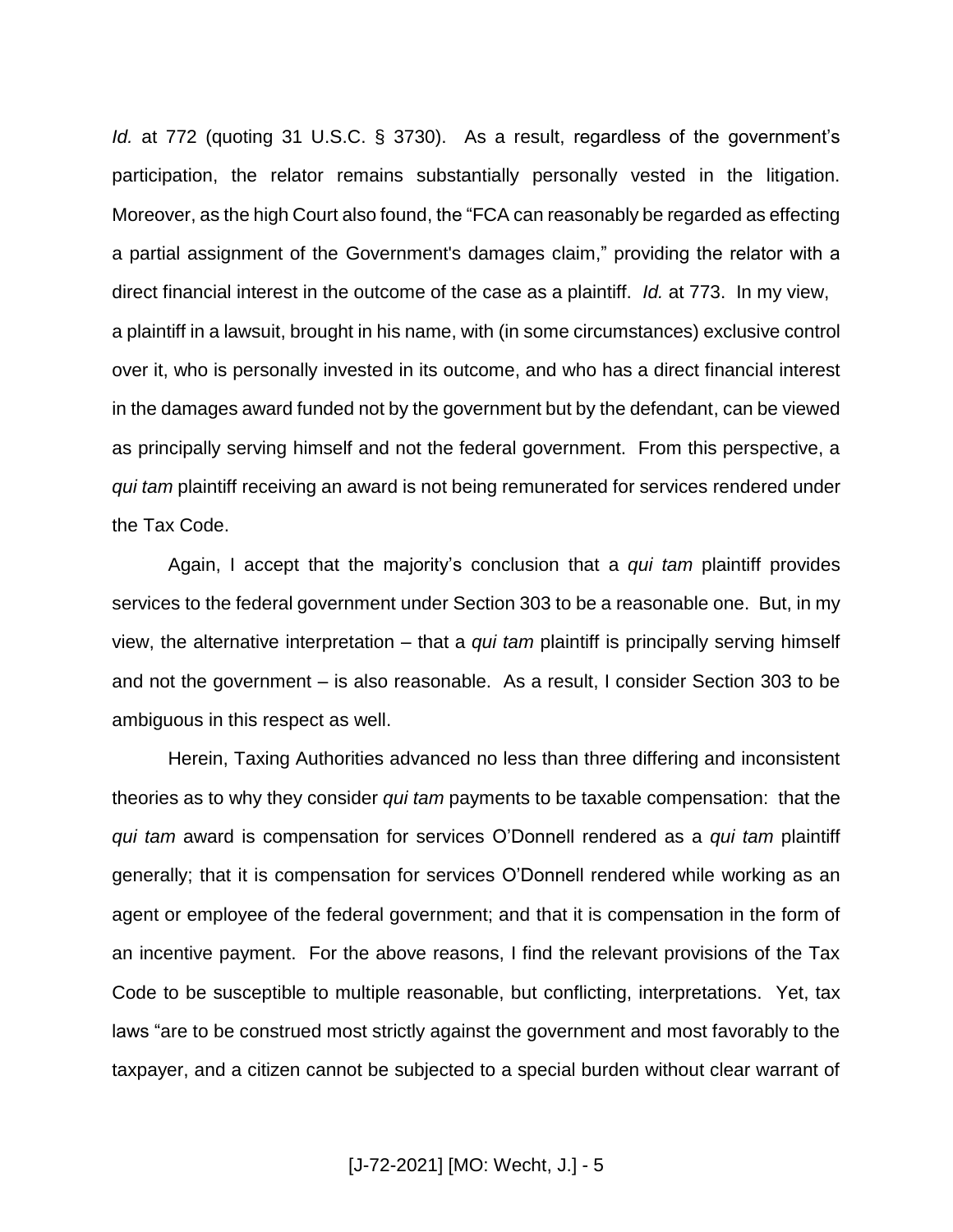*Id.* at 772 (quoting 31 U.S.C. § 3730). As a result, regardless of the government's participation, the relator remains substantially personally vested in the litigation. Moreover, as the high Court also found, the "FCA can reasonably be regarded as effecting a partial assignment of the Government's damages claim," providing the relator with a direct financial interest in the outcome of the case as a plaintiff. *Id.* at 773. In my view, a plaintiff in a lawsuit, brought in his name, with (in some circumstances) exclusive control over it, who is personally invested in its outcome, and who has a direct financial interest in the damages award funded not by the government but by the defendant, can be viewed as principally serving himself and not the federal government. From this perspective, a *qui tam* plaintiff receiving an award is not being remunerated for services rendered under the Tax Code.

Again, I accept that the majority's conclusion that a *qui tam* plaintiff provides services to the federal government under Section 303 to be a reasonable one. But, in my view, the alternative interpretation – that a *qui tam* plaintiff is principally serving himself and not the government – is also reasonable. As a result, I consider Section 303 to be ambiguous in this respect as well.

Herein, Taxing Authorities advanced no less than three differing and inconsistent theories as to why they consider *qui tam* payments to be taxable compensation: that the *qui tam* award is compensation for services O'Donnell rendered as a *qui tam* plaintiff generally; that it is compensation for services O'Donnell rendered while working as an agent or employee of the federal government; and that it is compensation in the form of an incentive payment. For the above reasons, I find the relevant provisions of the Tax Code to be susceptible to multiple reasonable, but conflicting, interpretations. Yet, tax laws "are to be construed most strictly against the government and most favorably to the taxpayer, and a citizen cannot be subjected to a special burden without clear warrant of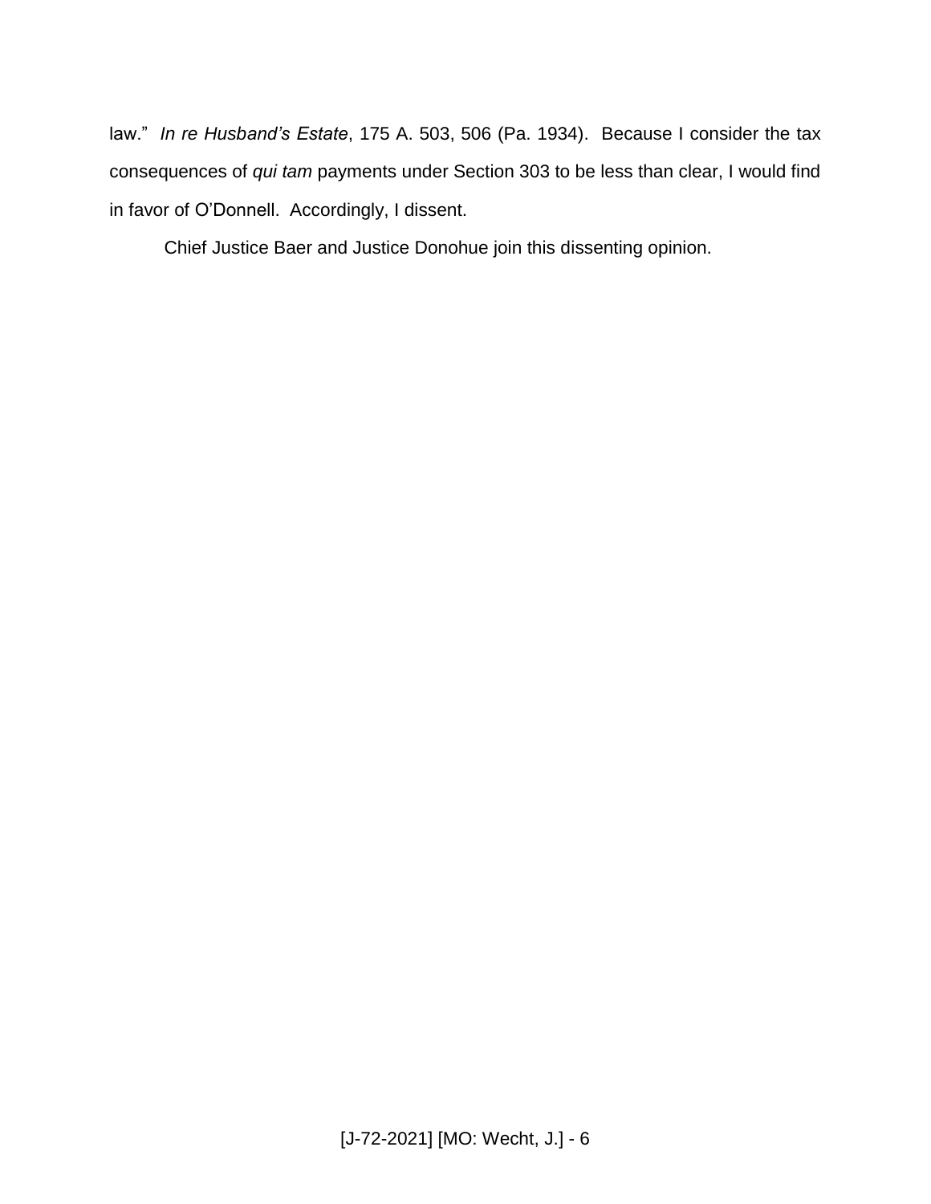law." *In re Husband's Estate*, 175 A. 503, 506 (Pa. 1934). Because I consider the tax consequences of *qui tam* payments under Section 303 to be less than clear, I would find in favor of O'Donnell. Accordingly, I dissent.

Chief Justice Baer and Justice Donohue join this dissenting opinion.